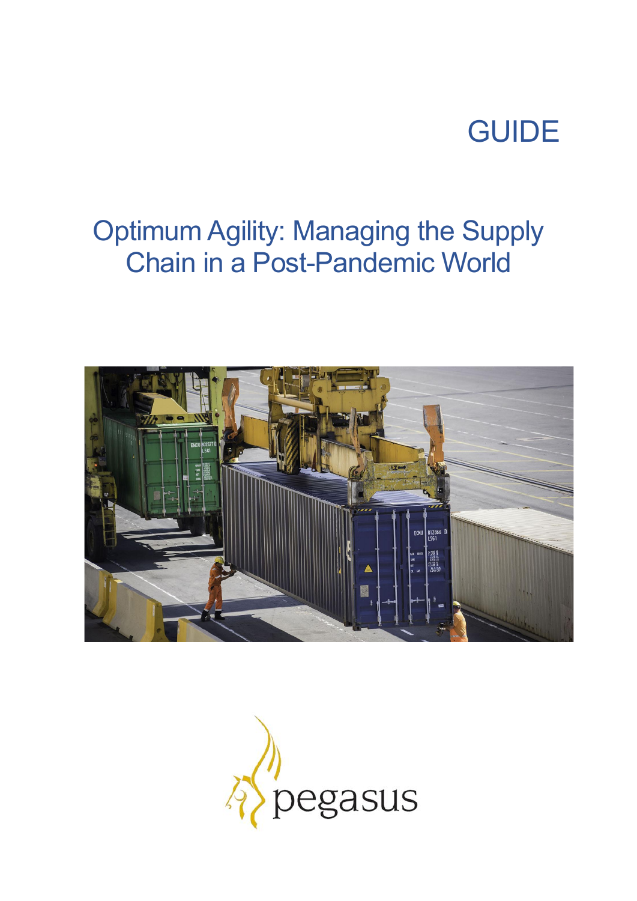GUIDE

# Optimum Agility: Managing the Supply Chain in a Post-Pandemic World

pegasus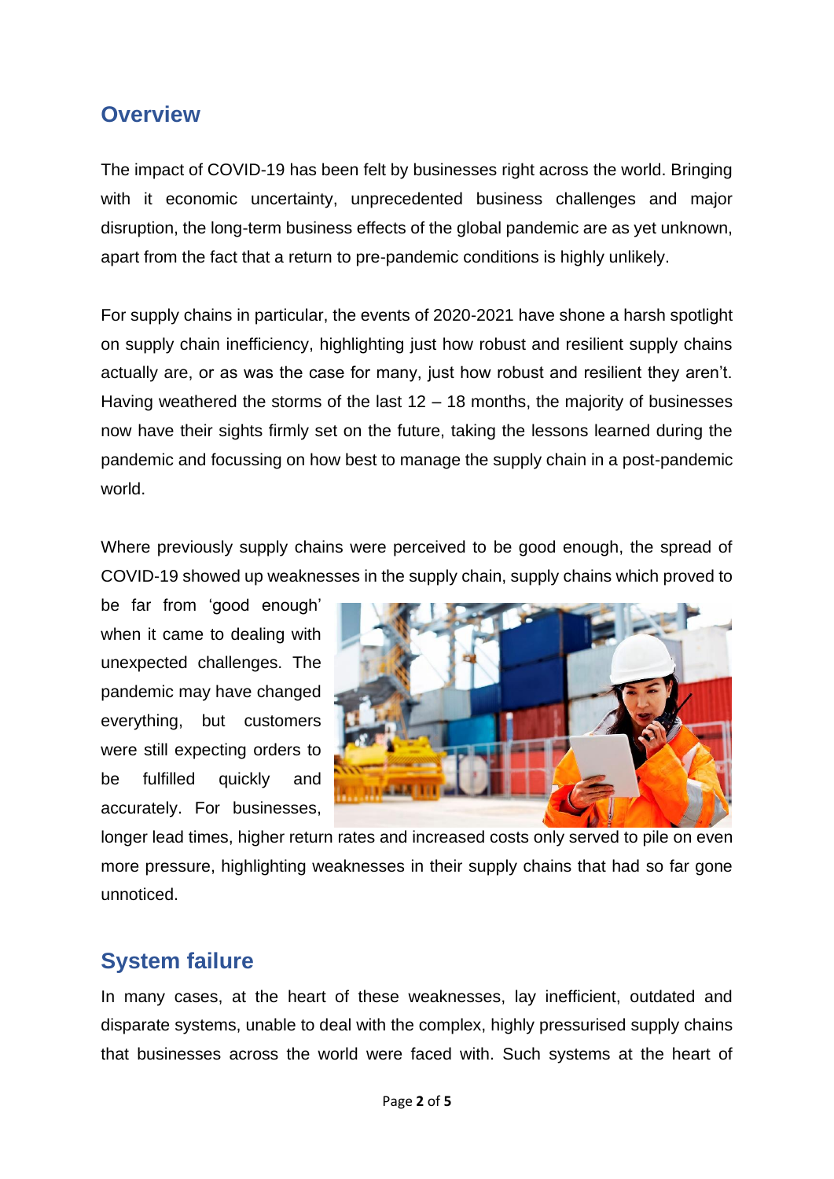## Overview

The impact of COVID-19 has been felt by businesses right across the world. Bringing with it economic uncertainty, unprecedented business challenges and major disruption, the long-term business effects of the global pandemic are as yet unknown, apart from the fact that a return to pre-pandemic conditions is highly unlikely.

For supply chains in particular, the events of 2020-2021 have shone a harsh spotlight on supply chain inefficiency, highlighting just how robust and resilient supply chains actually are, or as was the case for many, just how robust and resilient they aren't. Having weathered the storms of the last 12 – 18 months, the majority of businesses now have their sights firmly set on the future, taking the lessons learned during the pandemic and focussing on how best to manage the supply chain in a post-pandemic world.

Where previously supply chains were perceived to be good enough, the spread of COVID-19 showed up weaknesses in the supply chain, supply chains which proved to be far from 'good enough' when it came to dealing with unexpected challenges. The pandemic may have changed everything, but customers were still expecting orders to be fulfilled quickly and accurately. For businesses, longer lead times, higher return rates and increased costs only served to pile on even more pressure, highlighting weaknesses in their supply chains that had so far gone unnoticed.

## System failure

In many cases, at the heart of these weaknesses, lay inefficient, outdated and disparate systems, unable to deal with the complex, highly pressurised supply chains that businesses across the world were faced with. Such systems at the heart of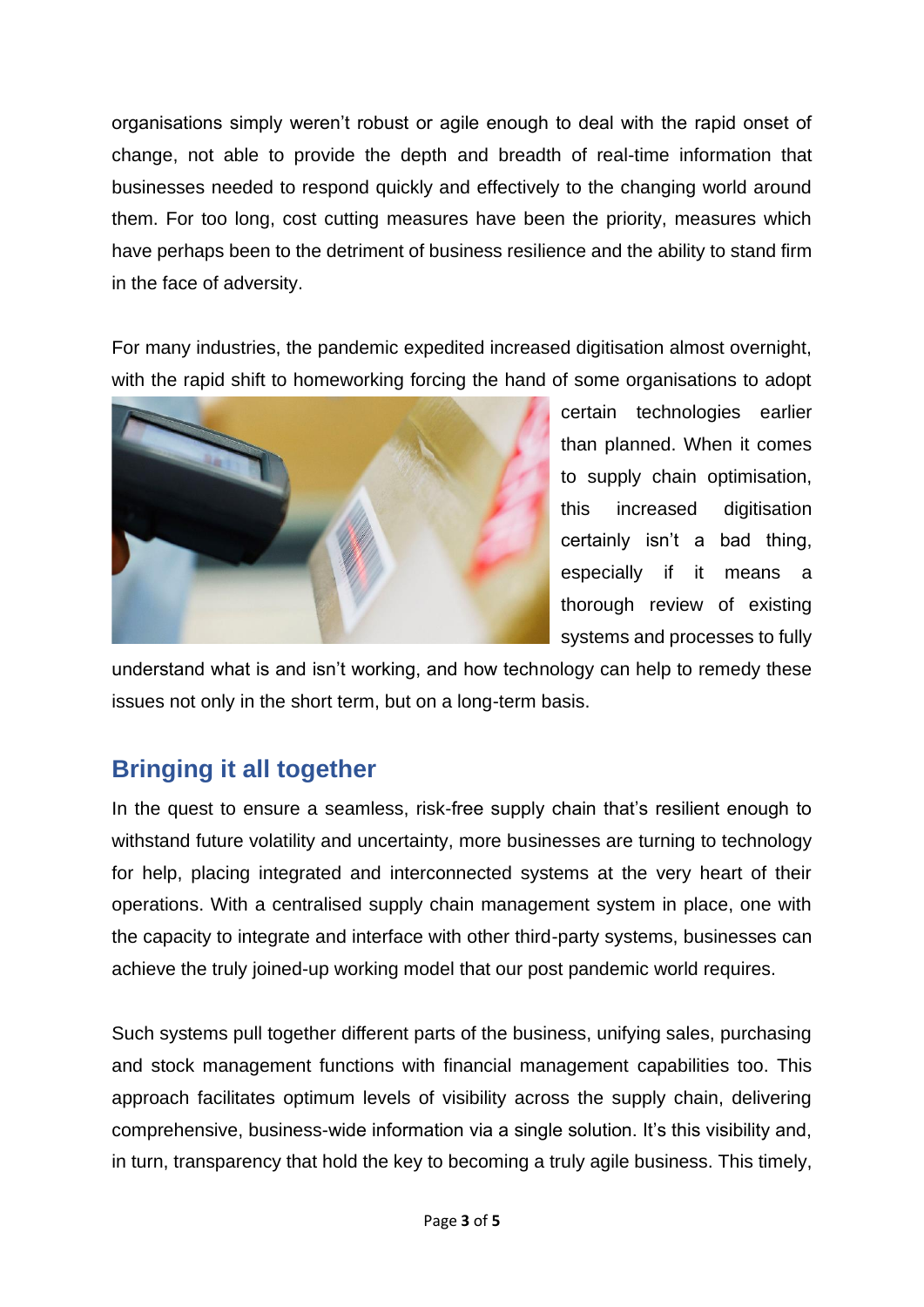organisations simply weren't robust or agile enough to deal with the rapid onset of change, not able to provide the depth and breadth of real-time information that businesses needed to respond quickly and effectively to the changing world around them. For too long, cost cutting measures have been the priority, measures which have perhaps been to the detriment of business resilience and the ability to stand firm in the face of adversity.

For many industries, the pandemic expedited increased digitisation almost overnight, with the rapid shift to homeworking forcing the hand of some organisations to adopt certain technologies earlier than planned. When it comes to supply chain optimisation, this increased digitisation certainly isn't a bad thing, especially if it means a thorough review of existing systems and processes to fully understand what is and isn't working, and how technology can help to remedy these issues not only in the short term, but on a long-term basis.

## Bringing it all together

In the quest to ensure a seamless, risk-free supply chain that's resilient enough to withstand future volatility and uncertainty, more businesses are turning to technology for help, placing integrated and interconnected systems at the very heart of their operations. With a centralised supply chain management system in place, one with the capacity to integrate and interface with other third-party systems, businesses can achieve the truly joined-up working model that our post pandemic world requires.

Such systems pull together different parts of the business, unifying sales, purchasing and stock management functions with financial management capabilities too. This approach facilitates optimum levels of visibility across the supply chain, delivering comprehensive, business-wide information via a single solution. It's this visibility and, in turn, transparency that hold the key to becoming a truly agile business. This timely,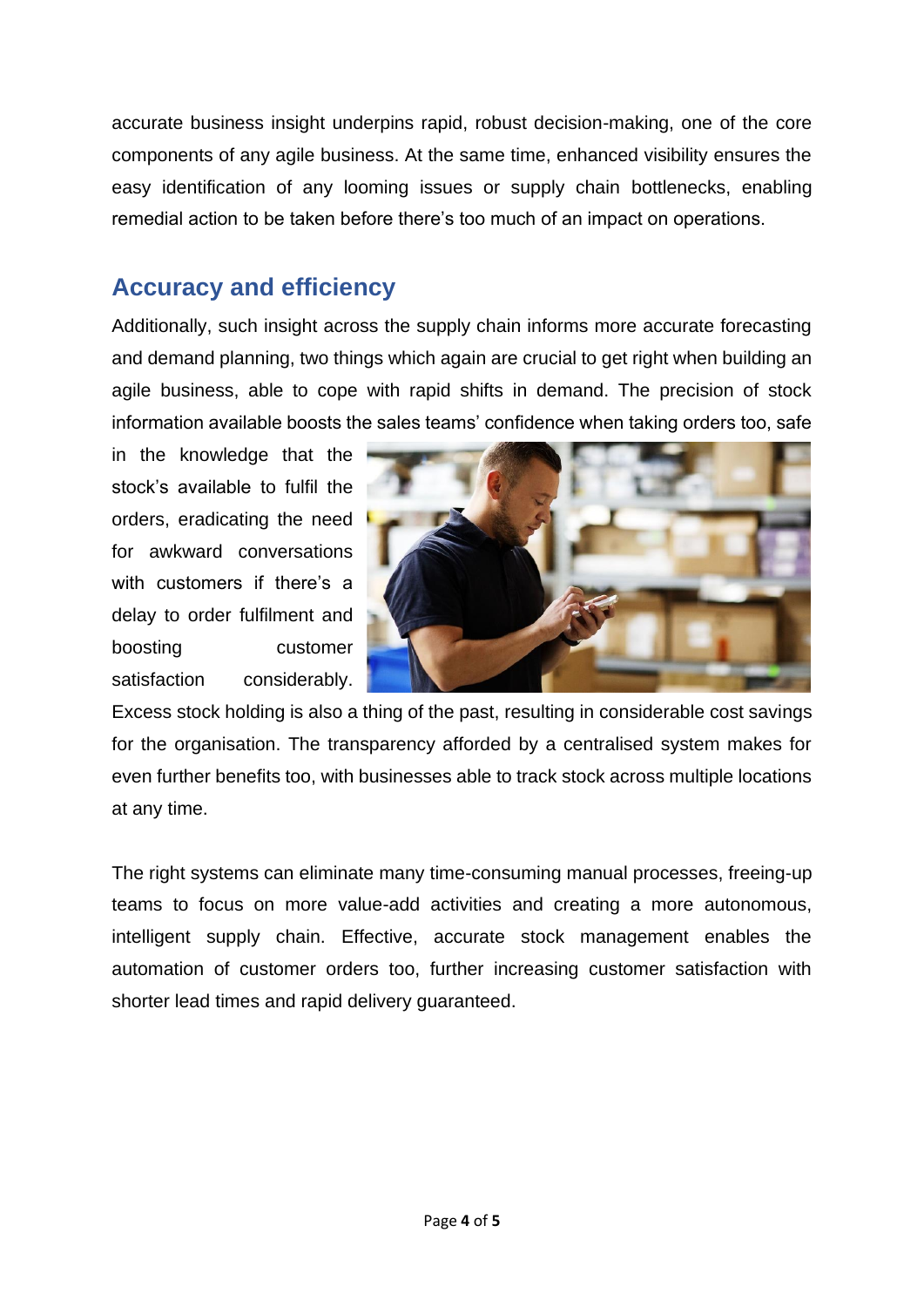accurate business insight underpins rapid, robust decision-making, one of the core components of any agile business. At the same time, enhanced visibility ensures the easy identification of any looming issues or supply chain bottlenecks, enabling remedial action to be taken before there's too much of an impact on operations.

## Accuracy and efficiency

Additionally, such insight across the supply chain informs more accurate forecasting and demand planning, two things which again are crucial to get right when building an agile business, able to cope with rapid shifts in demand. The precision of stock information available boosts the sales teams' confidence when taking orders too, safe in the knowledge that the stock's available to fulfil the orders, eradicating the need for awkward conversations with customers if there's a delay to order fulfilment and boosting customer satisfaction considerably. Excess stock holding is also a thing of the past, resulting in considerable cost savings for the organisation. The transparency afforded by a centralised system makes for even further benefits too, with businesses able to track stock across multiple locations at any time.

The right systems can eliminate many time-consuming manual processes, freeing-up teams to focus on more value-add activities and creating a more autonomous, intelligent supply chain. Effective, accurate stock management enables the automation of customer orders too, further increasing customer satisfaction with shorter lead times and rapid delivery guaranteed.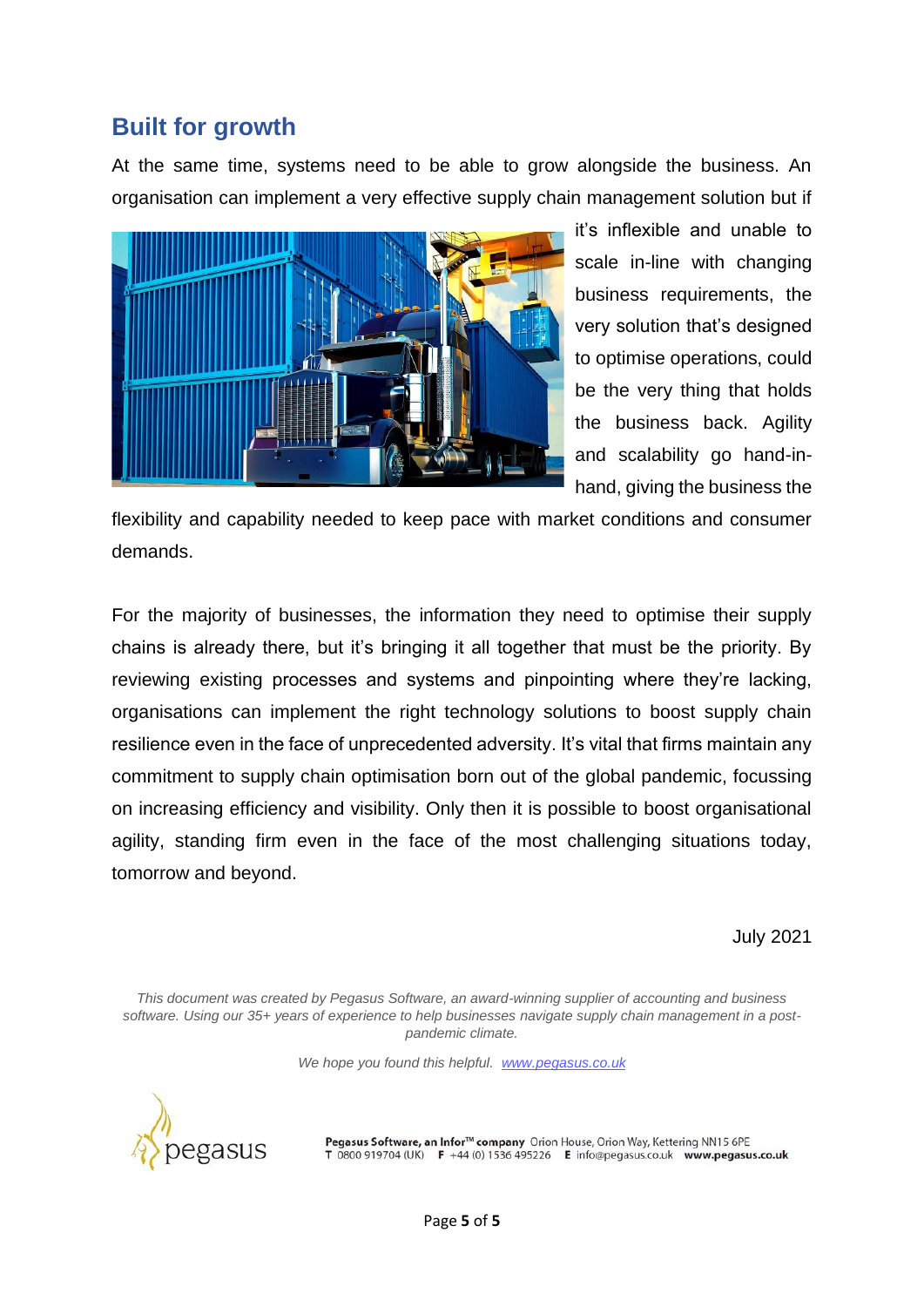## Built for growth

At the same time, systems need to be able to grow alongside the business. An organisation can implement a very effective supply chain management solution but if it's inflexible and unable to scale in-line with changing business requirements, the very solution that's designed to optimise operations, could be the very thing that holds the business back. Agility and scalability go hand-in-hand, giving the business the flexibility and capability needed to keep pace with market conditions and consumer demands.

For the majority of businesses, the information they need to optimise their supply chains is already there, but it's bringing it all together that must be the priority. By reviewing existing processes and systems and pinpointing where they're lacking, organisations can implement the right technology solutions to boost supply chain resilience even in the face of unprecedented adversity. It's vital that firms maintain any commitment to supply chain optimisation born out of the global pandemic, focussing on increasing efficiency and visibility. Only then it is possible to boost organisational agility, standing firm even in the face of the most challenging situations today, tomorrow and beyond.

July 2021

*This document was created by Pegasus Software, an award-winning supplier of accounting and business software. Using our 35+ years of experience to help businesses navigate supply chain management in a post-pandemic climate.*

*We hope you found this helpful.* [www.pegasus.co.uk](http://www.pegasus.co.uk)

pegasus

**Pegasus Software, an Infor™ company** Orion House, Orion Way, Kettering NN15 6PE
**T** 0800 919704 (UK) **F** +44 (0) 1536 495226 **E** info@pegasus.co.uk **www.pegasus.co.uk**